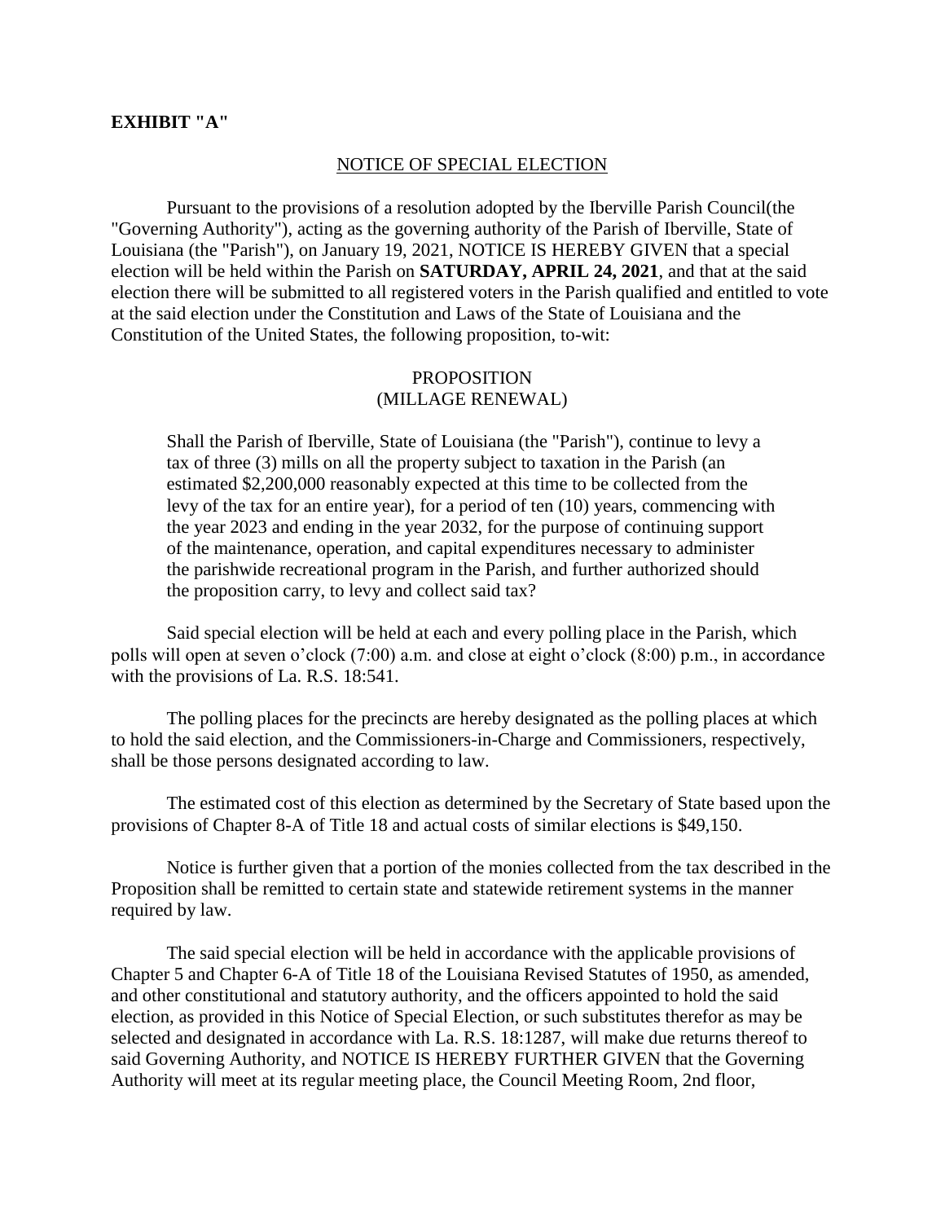**EXHIBIT "A"**

<u>NOTICE OF SPECIAL ELECTION</u>

Pursuant to the provisions of a resolution adopted by the Iberville Parish Council(the "Governing Authority"), acting as the governing authority of the Parish of Iberville, State of Louisiana (the "Parish"), on January 19, 2021, NOTICE IS HEREBY GIVEN that a special election will be held within the Parish on **SATURDAY, APRIL 24, 2021**, and that at the said election there will be submitted to all registered voters in the Parish qualified and entitled to vote at the said election under the Constitution and Laws of the State of Louisiana and the Constitution of the United States, the following proposition, to-wit:

PROPOSITION
(MILLAGE RENEWAL)

> Shall the Parish of Iberville, State of Louisiana (the "Parish"), continue to levy a tax of three (3) mills on all the property subject to taxation in the Parish (an estimated $2,200,000 reasonably expected at this time to be collected from the levy of the tax for an entire year), for a period of ten (10) years, commencing with the year 2023 and ending in the year 2032, for the purpose of continuing support of the maintenance, operation, and capital expenditures necessary to administer the parishwide recreational program in the Parish, and further authorized should the proposition carry, to levy and collect said tax?

Said special election will be held at each and every polling place in the Parish, which polls will open at seven o'clock (7:00) a.m. and close at eight o'clock (8:00) p.m., in accordance with the provisions of La. R.S. 18:541.

The polling places for the precincts are hereby designated as the polling places at which to hold the said election, and the Commissioners-in-Charge and Commissioners, respectively, shall be those persons designated according to law.

The estimated cost of this election as determined by the Secretary of State based upon the provisions of Chapter 8-A of Title 18 and actual costs of similar elections is $49,150.

Notice is further given that a portion of the monies collected from the tax described in the Proposition shall be remitted to certain state and statewide retirement systems in the manner required by law.

The said special election will be held in accordance with the applicable provisions of Chapter 5 and Chapter 6-A of Title 18 of the Louisiana Revised Statutes of 1950, as amended, and other constitutional and statutory authority, and the officers appointed to hold the said election, as provided in this Notice of Special Election, or such substitutes therefor as may be selected and designated in accordance with La. R.S. 18:1287, will make due returns thereof to said Governing Authority, and NOTICE IS HEREBY FURTHER GIVEN that the Governing Authority will meet at its regular meeting place, the Council Meeting Room, 2nd floor,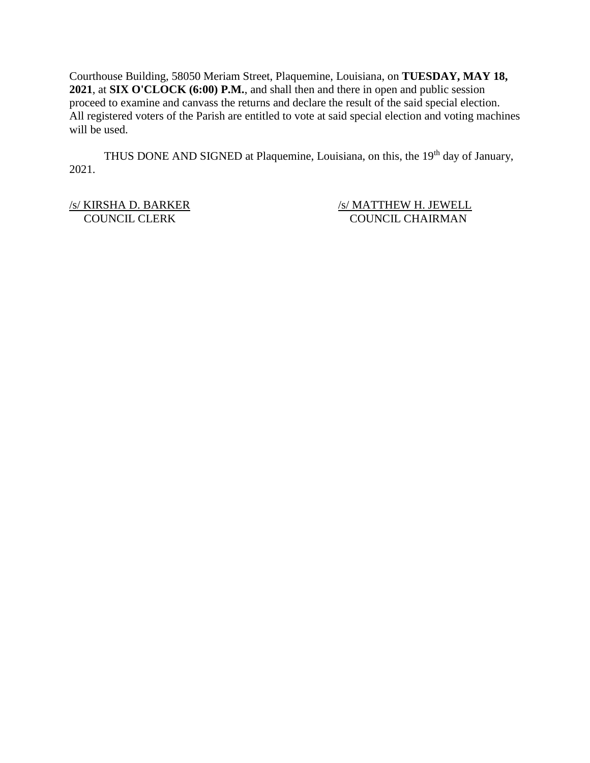Courthouse Building, 58050 Meriam Street, Plaquemine, Louisiana, on **TUESDAY, MAY 18, 2021**, at **SIX O'CLOCK (6:00) P.M.**, and shall then and there in open and public session proceed to examine and canvass the returns and declare the result of the said special election. All registered voters of the Parish are entitled to vote at said special election and voting machines will be used.

THUS DONE AND SIGNED at Plaquemine, Louisiana, on this, the 19th day of January, 2021.

/s/ KIRSHA D. BARKER
COUNCIL CLERK

/s/ MATTHEW H. JEWELL
COUNCIL CHAIRMAN